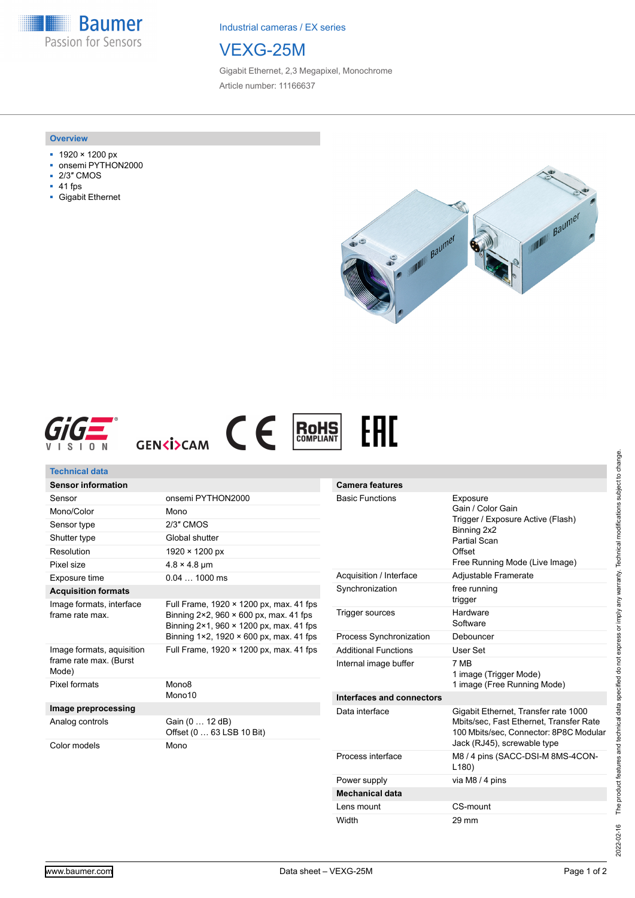Industrial cameras / EX series

# VEXG-25M

Gigabit Ethernet, 2,3 Megapixel, Monochrome

Article number: 11166637

## Overview

- 1920 × 1200 px
- onsemi PYTHON2000
- 2/3″ CMOS
- 41 fps
- Gigabit Ethernet

## Technical data

| Sensor information | |
|---|---|
| Sensor | onsemi PYTHON2000 |
| Mono/Color | Mono |
| Sensor type | 2/3″ CMOS |
| Shutter type | Global shutter |
| Resolution | 1920 × 1200 px |
| Pixel size | 4.8 × 4.8 µm |
| Exposure time | 0.04 … 1000 ms |
| **Acquisition formats** | |
| Image formats, interface frame rate max. | Full Frame, 1920 × 1200 px, max. 41 fps<br>Binning 2×2, 960 × 600 px, max. 41 fps<br>Binning 2×1, 960 × 1200 px, max. 41 fps<br>Binning 1×2, 1920 × 600 px, max. 41 fps |
| Image formats, aquisition frame rate max. (Burst Mode) | Full Frame, 1920 × 1200 px, max. 41 fps |
| Pixel formats | Mono8<br>Mono10 |
| **Image preprocessing** | |
| Analog controls | Gain (0 … 12 dB)<br>Offset (0 … 63 LSB 10 Bit) |
| Color models | Mono |

| Camera features | |
|---|---|
| Basic Functions | Exposure<br>Gain / Color Gain<br>Trigger / Exposure Active (Flash)<br>Binning 2x2<br>Partial Scan<br>Offset<br>Free Running Mode (Live Image) |
| Acquisition / Interface | Adjustable Framerate |
| Synchronization | free running<br>trigger |
| Trigger sources | Hardware<br>Software |
| Process Synchronization | Debouncer |
| Additional Functions | User Set |
| Internal image buffer | 7 MB<br>1 image (Trigger Mode)<br>1 image (Free Running Mode) |
| **Interfaces and connectors** | |
| Data interface | Gigabit Ethernet, Transfer rate 1000 Mbits/sec, Fast Ethernet, Transfer Rate 100 Mbits/sec, Connector: 8P8C Modular Jack (RJ45), screwable type |
| Process interface | M8 / 4 pins (SACC-DSI-M 8MS-4CON-L180) |
| Power supply | via M8 / 4 pins |
| **Mechanical data** | |
| Lens mount | CS-mount |
| Width | 29 mm |

2022-02-16 The product features and technical data specified do not express or imply any warranty. Technical modifications subject to change.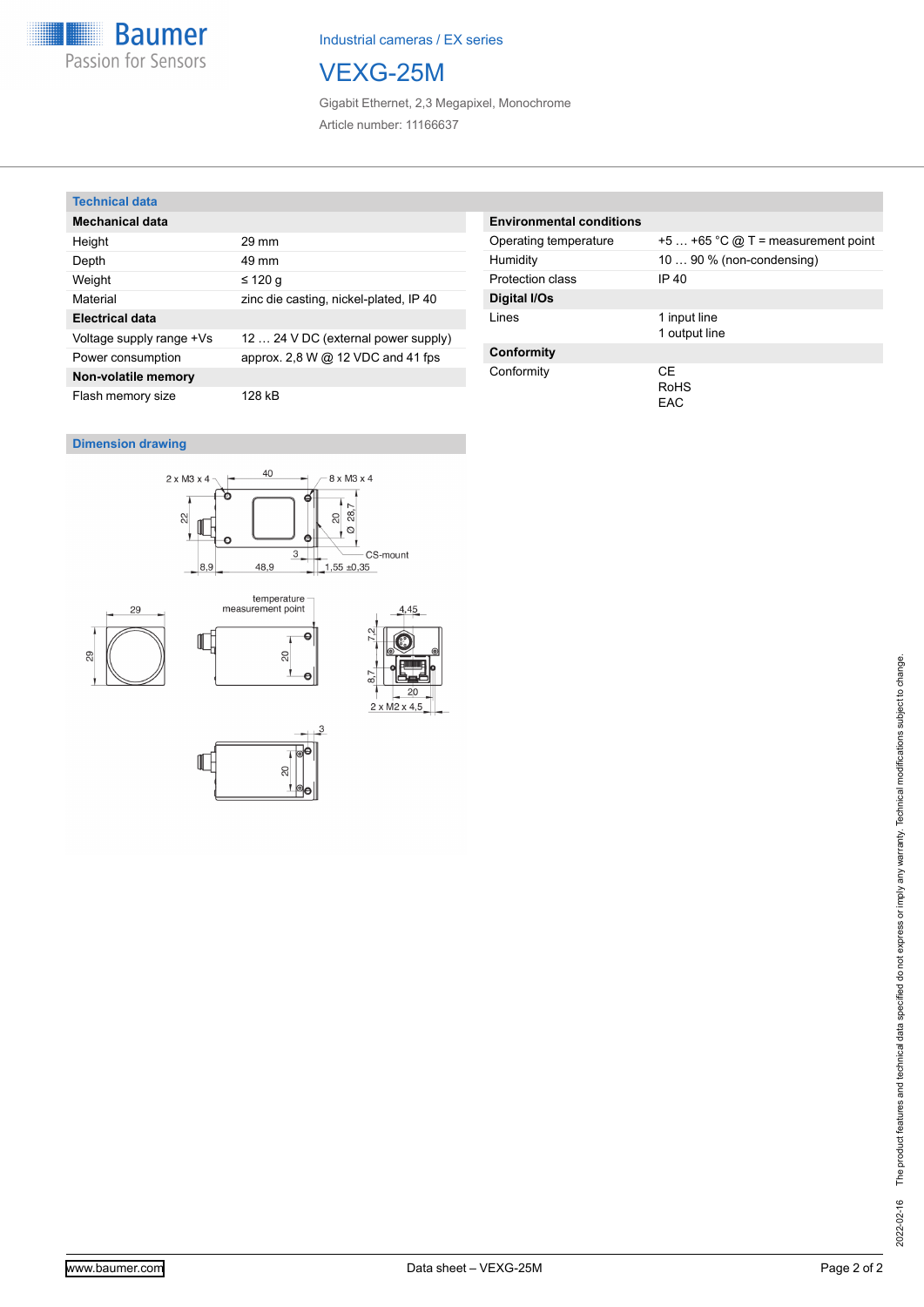# VEXG-25M

Industrial cameras / EX series

Gigabit Ethernet, 2,3 Megapixel, Monochrome

Article number: 11166637

## Technical data

| Mechanical data | |
|---|---|
| Height | 29 mm |
| Depth | 49 mm |
| Weight | ≤ 120 g |
| Material | zinc die casting, nickel-plated, IP 40 |
| **Electrical data** | |
| Voltage supply range +Vs | 12 … 24 V DC (external power supply) |
| Power consumption | approx. 2,8 W @ 12 VDC and 41 fps |
| **Non-volatile memory** | |
| Flash memory size | 128 kB |

| Environmental conditions | |
|---|---|
| Operating temperature | +5 … +65 °C @ T = measurement point |
| Humidity | 10 … 90 % (non-condensing) |
| Protection class | IP 40 |
| **Digital I/Os** | |
| Lines | 1 input line<br>1 output line |
| **Conformity** | |
| Conformity | CE<br>RoHS<br>EAC |

## Dimension drawing

2 x M3 x 4
40
8 x M3 x 4
22
20
Ø 28,7
3
CS-mount
8,9
48,9
1,55 ±0,35
29
29
temperature measurement point
20
4,45
7,2
8,7
20
2 x M2 x 4,5
3
20

2022-02-16 The product features and technical data specified do not express or imply any warranty. Technical modifications subject to change.

www.baumer.com